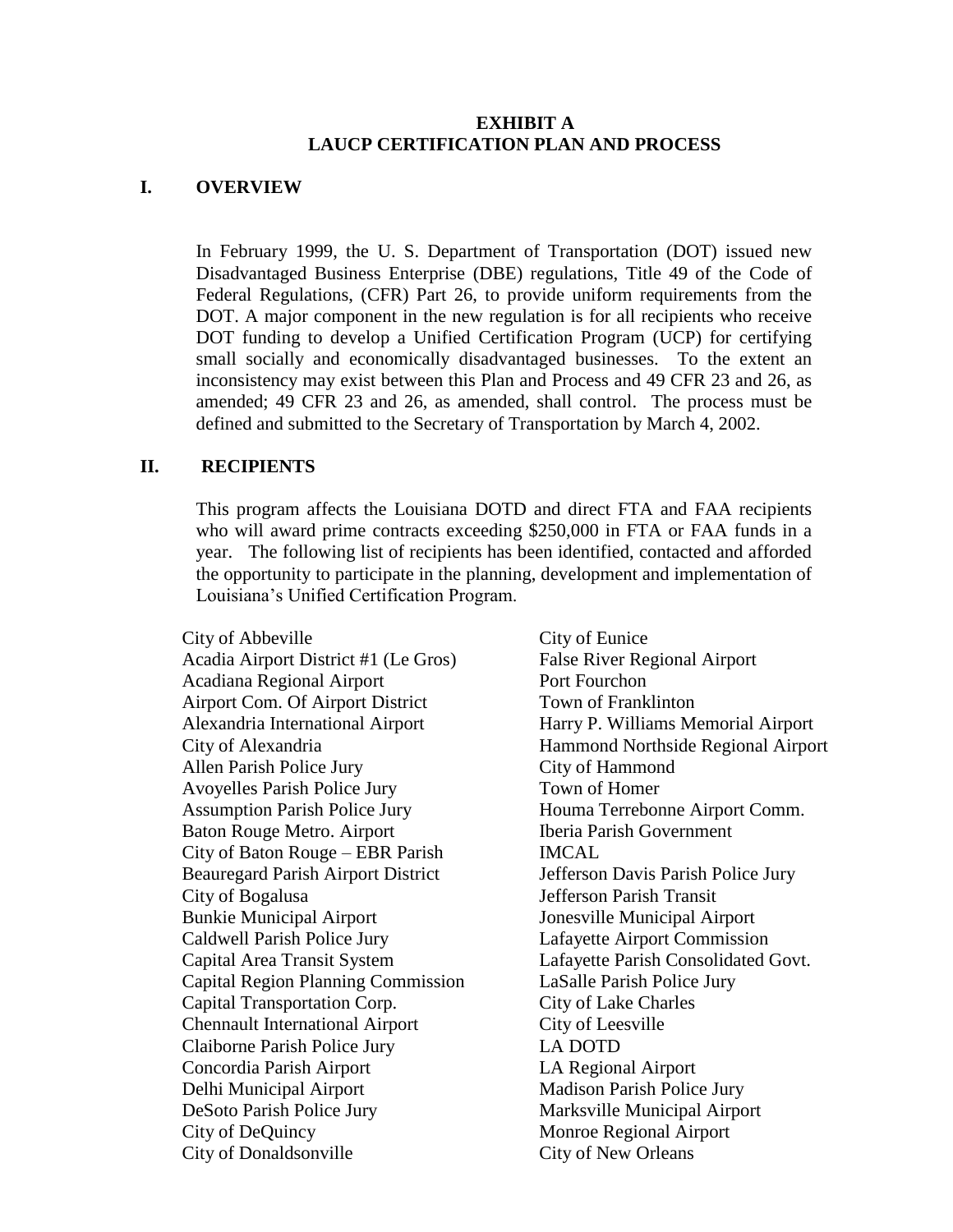# EXHIBIT A
# LAUCP CERTIFICATION PLAN AND PROCESS

## I. OVERVIEW

In February 1999, the U. S. Department of Transportation (DOT) issued new Disadvantaged Business Enterprise (DBE) regulations, Title 49 of the Code of Federal Regulations, (CFR) Part 26, to provide uniform requirements from the DOT. A major component in the new regulation is for all recipients who receive DOT funding to develop a Unified Certification Program (UCP) for certifying small socially and economically disadvantaged businesses. To the extent an inconsistency may exist between this Plan and Process and 49 CFR 23 and 26, as amended; 49 CFR 23 and 26, as amended, shall control. The process must be defined and submitted to the Secretary of Transportation by March 4, 2002.

## II. RECIPIENTS

This program affects the Louisiana DOTD and direct FTA and FAA recipients who will award prime contracts exceeding $250,000 in FTA or FAA funds in a year. The following list of recipients has been identified, contacted and afforded the opportunity to participate in the planning, development and implementation of Louisiana's Unified Certification Program.

City of Abbeville
Acadia Airport District #1 (Le Gros)
Acadiana Regional Airport
Airport Com. Of Airport District
Alexandria International Airport
City of Alexandria
Allen Parish Police Jury
Avoyelles Parish Police Jury
Assumption Parish Police Jury
Baton Rouge Metro. Airport
City of Baton Rouge – EBR Parish
Beauregard Parish Airport District
City of Bogalusa
Bunkie Municipal Airport
Caldwell Parish Police Jury
Capital Area Transit System
Capital Region Planning Commission
Capital Transportation Corp.
Chennault International Airport
Claiborne Parish Police Jury
Concordia Parish Airport
Delhi Municipal Airport
DeSoto Parish Police Jury
City of DeQuincy
City of Donaldsonville
City of Eunice
False River Regional Airport
Port Fourchon
Town of Franklinton
Harry P. Williams Memorial Airport
Hammond Northside Regional Airport
City of Hammond
Town of Homer
Houma Terrebonne Airport Comm.
Iberia Parish Government
IMCAL
Jefferson Davis Parish Police Jury
Jefferson Parish Transit
Jonesville Municipal Airport
Lafayette Airport Commission
Lafayette Parish Consolidated Govt.
LaSalle Parish Police Jury
City of Lake Charles
City of Leesville
LA DOTD
LA Regional Airport
Madison Parish Police Jury
Marksville Municipal Airport
Monroe Regional Airport
City of New Orleans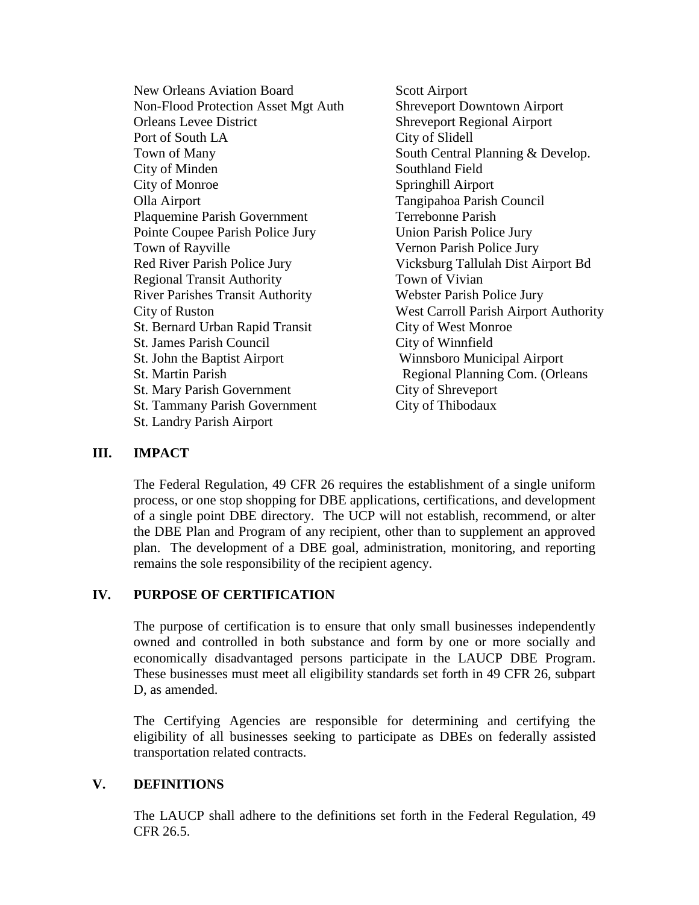New Orleans Aviation Board
Non-Flood Protection Asset Mgt Auth
Orleans Levee District
Port of South LA
Town of Many
City of Minden
City of Monroe
Olla Airport
Plaquemine Parish Government
Pointe Coupee Parish Police Jury
Town of Rayville
Red River Parish Police Jury
Regional Transit Authority
River Parishes Transit Authority
City of Ruston
St. Bernard Urban Rapid Transit
St. James Parish Council
St. John the Baptist Airport
St. Martin Parish
St. Mary Parish Government
St. Tammany Parish Government
St. Landry Parish Airport
Scott Airport
Shreveport Downtown Airport
Shreveport Regional Airport
City of Slidell
South Central Planning & Develop.
Southland Field
Springhill Airport
Tangipahoa Parish Council
Terrebonne Parish
Union Parish Police Jury
Vernon Parish Police Jury
Vicksburg Tallulah Dist Airport Bd
Town of Vivian
Webster Parish Police Jury
West Carroll Parish Airport Authority
City of West Monroe
City of Winnfield
Winnsboro Municipal Airport
Regional Planning Com. (Orleans
City of Shreveport
City of Thibodaux

## III. IMPACT

The Federal Regulation, 49 CFR 26 requires the establishment of a single uniform process, or one stop shopping for DBE applications, certifications, and development of a single point DBE directory. The UCP will not establish, recommend, or alter the DBE Plan and Program of any recipient, other than to supplement an approved plan. The development of a DBE goal, administration, monitoring, and reporting remains the sole responsibility of the recipient agency.

## IV. PURPOSE OF CERTIFICATION

The purpose of certification is to ensure that only small businesses independently owned and controlled in both substance and form by one or more socially and economically disadvantaged persons participate in the LAUCP DBE Program. These businesses must meet all eligibility standards set forth in 49 CFR 26, subpart D, as amended.

The Certifying Agencies are responsible for determining and certifying the eligibility of all businesses seeking to participate as DBEs on federally assisted transportation related contracts.

## V. DEFINITIONS

The LAUCP shall adhere to the definitions set forth in the Federal Regulation, 49 CFR 26.5.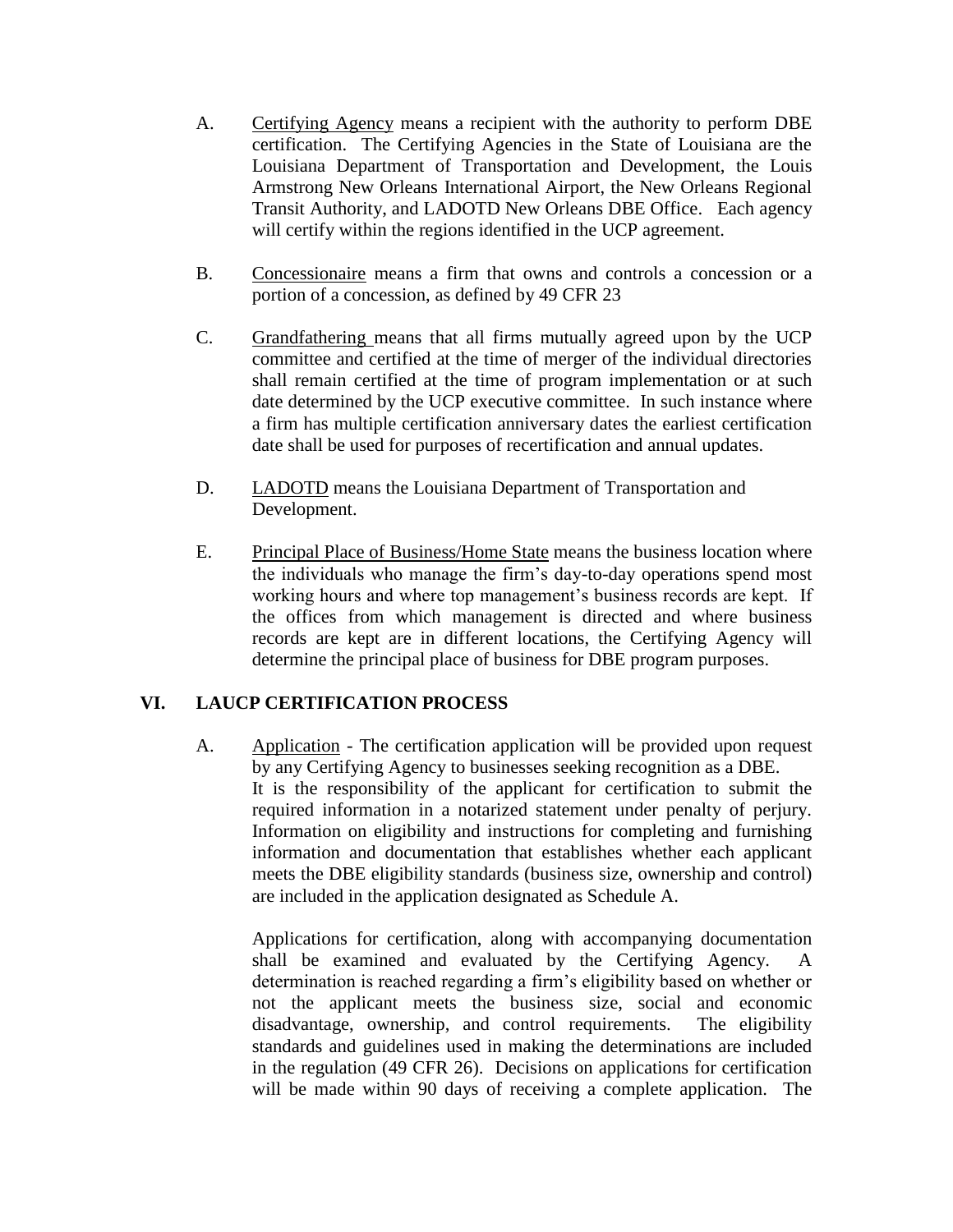A. Certifying Agency means a recipient with the authority to perform DBE certification. The Certifying Agencies in the State of Louisiana are the Louisiana Department of Transportation and Development, the Louis Armstrong New Orleans International Airport, the New Orleans Regional Transit Authority, and LADOTD New Orleans DBE Office. Each agency will certify within the regions identified in the UCP agreement.

B. Concessionaire means a firm that owns and controls a concession or a portion of a concession, as defined by 49 CFR 23

C. Grandfathering means that all firms mutually agreed upon by the UCP committee and certified at the time of merger of the individual directories shall remain certified at the time of program implementation or at such date determined by the UCP executive committee. In such instance where a firm has multiple certification anniversary dates the earliest certification date shall be used for purposes of recertification and annual updates.

D. LADOTD means the Louisiana Department of Transportation and Development.

E. Principal Place of Business/Home State means the business location where the individuals who manage the firm's day-to-day operations spend most working hours and where top management's business records are kept. If the offices from which management is directed and where business records are kept are in different locations, the Certifying Agency will determine the principal place of business for DBE program purposes.

## VI. LAUCP CERTIFICATION PROCESS

A. Application - The certification application will be provided upon request by any Certifying Agency to businesses seeking recognition as a DBE. It is the responsibility of the applicant for certification to submit the required information in a notarized statement under penalty of perjury. Information on eligibility and instructions for completing and furnishing information and documentation that establishes whether each applicant meets the DBE eligibility standards (business size, ownership and control) are included in the application designated as Schedule A.

Applications for certification, along with accompanying documentation shall be examined and evaluated by the Certifying Agency. A determination is reached regarding a firm's eligibility based on whether or not the applicant meets the business size, social and economic disadvantage, ownership, and control requirements. The eligibility standards and guidelines used in making the determinations are included in the regulation (49 CFR 26). Decisions on applications for certification will be made within 90 days of receiving a complete application. The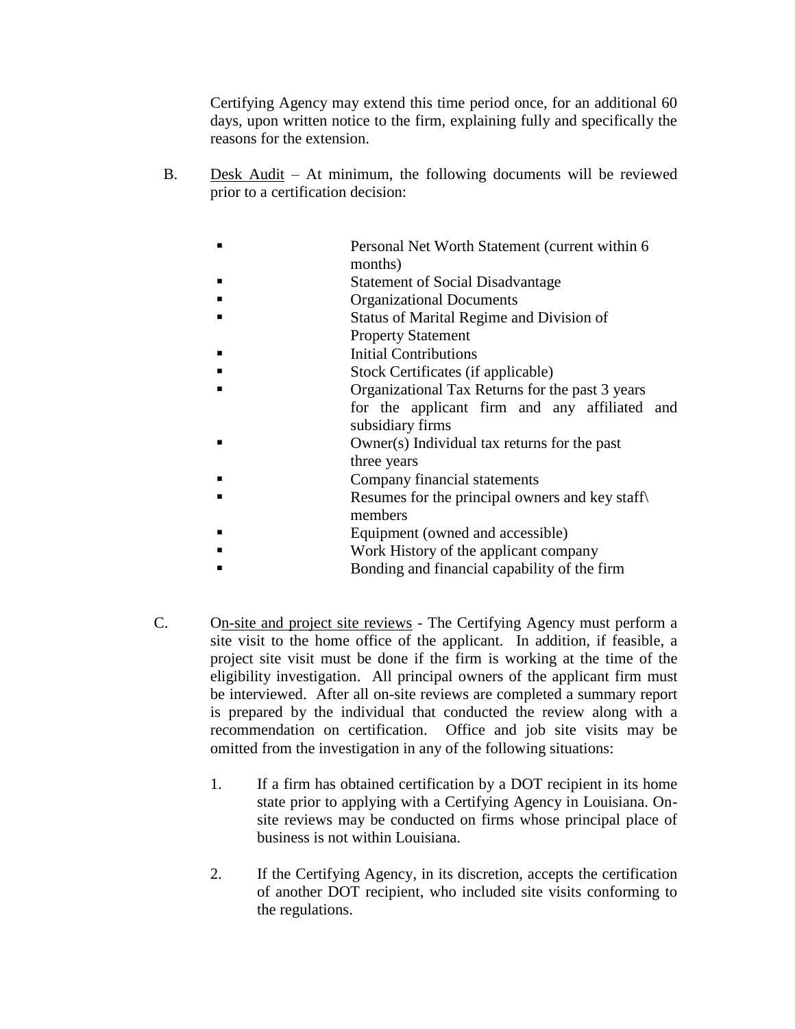Certifying Agency may extend this time period once, for an additional 60 days, upon written notice to the firm, explaining fully and specifically the reasons for the extension.

B. Desk Audit – At minimum, the following documents will be reviewed prior to a certification decision:

- Personal Net Worth Statement (current within 6 months)
- Statement of Social Disadvantage
- Organizational Documents
- Status of Marital Regime and Division of Property Statement
- Initial Contributions
- Stock Certificates (if applicable)
- Organizational Tax Returns for the past 3 years for the applicant firm and any affiliated and subsidiary firms
- Owner(s) Individual tax returns for the past three years
- Company financial statements
- Resumes for the principal owners and key staff\ members
- Equipment (owned and accessible)
- Work History of the applicant company
- Bonding and financial capability of the firm

C. On-site and project site reviews - The Certifying Agency must perform a site visit to the home office of the applicant. In addition, if feasible, a project site visit must be done if the firm is working at the time of the eligibility investigation. All principal owners of the applicant firm must be interviewed. After all on-site reviews are completed a summary report is prepared by the individual that conducted the review along with a recommendation on certification. Office and job site visits may be omitted from the investigation in any of the following situations:

1. If a firm has obtained certification by a DOT recipient in its home state prior to applying with a Certifying Agency in Louisiana. On-site reviews may be conducted on firms whose principal place of business is not within Louisiana.

2. If the Certifying Agency, in its discretion, accepts the certification of another DOT recipient, who included site visits conforming to the regulations.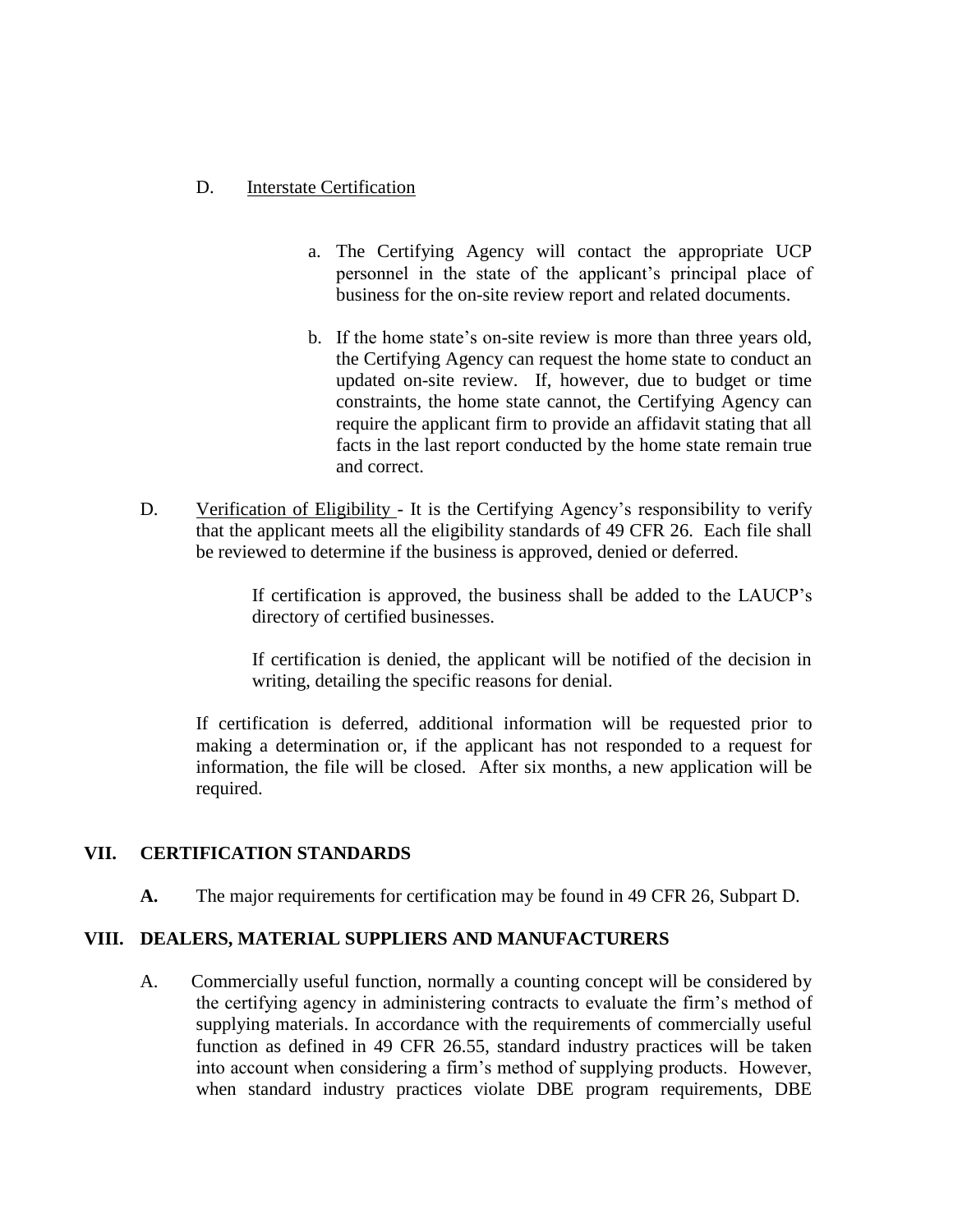D. Interstate Certification

a. The Certifying Agency will contact the appropriate UCP personnel in the state of the applicant's principal place of business for the on-site review report and related documents.

b. If the home state's on-site review is more than three years old, the Certifying Agency can request the home state to conduct an updated on-site review. If, however, due to budget or time constraints, the home state cannot, the Certifying Agency can require the applicant firm to provide an affidavit stating that all facts in the last report conducted by the home state remain true and correct.

D. Verification of Eligibility - It is the Certifying Agency's responsibility to verify that the applicant meets all the eligibility standards of 49 CFR 26. Each file shall be reviewed to determine if the business is approved, denied or deferred.

If certification is approved, the business shall be added to the LAUCP's directory of certified businesses.

If certification is denied, the applicant will be notified of the decision in writing, detailing the specific reasons for denial.

If certification is deferred, additional information will be requested prior to making a determination or, if the applicant has not responded to a request for information, the file will be closed. After six months, a new application will be required.

## VII. CERTIFICATION STANDARDS

**A.** The major requirements for certification may be found in 49 CFR 26, Subpart D.

## VIII. DEALERS, MATERIAL SUPPLIERS AND MANUFACTURERS

A. Commercially useful function, normally a counting concept will be considered by the certifying agency in administering contracts to evaluate the firm's method of supplying materials. In accordance with the requirements of commercially useful function as defined in 49 CFR 26.55, standard industry practices will be taken into account when considering a firm's method of supplying products. However, when standard industry practices violate DBE program requirements, DBE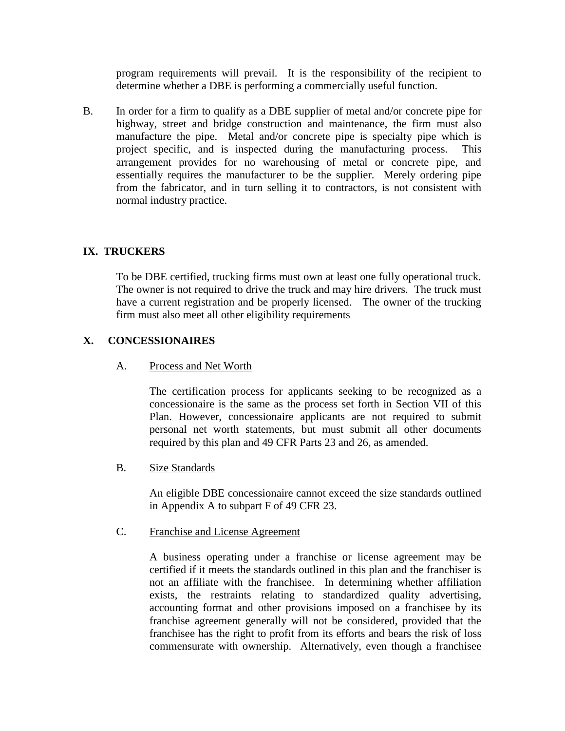program requirements will prevail. It is the responsibility of the recipient to determine whether a DBE is performing a commercially useful function.

B. In order for a firm to qualify as a DBE supplier of metal and/or concrete pipe for highway, street and bridge construction and maintenance, the firm must also manufacture the pipe. Metal and/or concrete pipe is specialty pipe which is project specific, and is inspected during the manufacturing process. This arrangement provides for no warehousing of metal or concrete pipe, and essentially requires the manufacturer to be the supplier. Merely ordering pipe from the fabricator, and in turn selling it to contractors, is not consistent with normal industry practice.

## IX. TRUCKERS

To be DBE certified, trucking firms must own at least one fully operational truck. The owner is not required to drive the truck and may hire drivers. The truck must have a current registration and be properly licensed. The owner of the trucking firm must also meet all other eligibility requirements

## X. CONCESSIONAIRES

A. Process and Net Worth

The certification process for applicants seeking to be recognized as a concessionaire is the same as the process set forth in Section VII of this Plan. However, concessionaire applicants are not required to submit personal net worth statements, but must submit all other documents required by this plan and 49 CFR Parts 23 and 26, as amended.

B. Size Standards

An eligible DBE concessionaire cannot exceed the size standards outlined in Appendix A to subpart F of 49 CFR 23.

C. Franchise and License Agreement

A business operating under a franchise or license agreement may be certified if it meets the standards outlined in this plan and the franchiser is not an affiliate with the franchisee. In determining whether affiliation exists, the restraints relating to standardized quality advertising, accounting format and other provisions imposed on a franchisee by its franchise agreement generally will not be considered, provided that the franchisee has the right to profit from its efforts and bears the risk of loss commensurate with ownership. Alternatively, even though a franchisee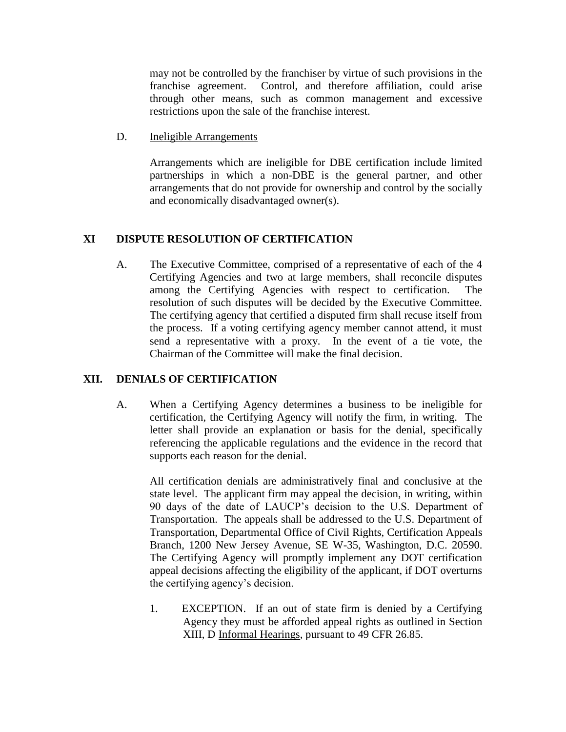may not be controlled by the franchiser by virtue of such provisions in the franchise agreement. Control, and therefore affiliation, could arise through other means, such as common management and excessive restrictions upon the sale of the franchise interest.

D. Ineligible Arrangements

Arrangements which are ineligible for DBE certification include limited partnerships in which a non-DBE is the general partner, and other arrangements that do not provide for ownership and control by the socially and economically disadvantaged owner(s).

## XI DISPUTE RESOLUTION OF CERTIFICATION

A. The Executive Committee, comprised of a representative of each of the 4 Certifying Agencies and two at large members, shall reconcile disputes among the Certifying Agencies with respect to certification. The resolution of such disputes will be decided by the Executive Committee. The certifying agency that certified a disputed firm shall recuse itself from the process. If a voting certifying agency member cannot attend, it must send a representative with a proxy. In the event of a tie vote, the Chairman of the Committee will make the final decision.

## XII. DENIALS OF CERTIFICATION

A. When a Certifying Agency determines a business to be ineligible for certification, the Certifying Agency will notify the firm, in writing. The letter shall provide an explanation or basis for the denial, specifically referencing the applicable regulations and the evidence in the record that supports each reason for the denial.

All certification denials are administratively final and conclusive at the state level. The applicant firm may appeal the decision, in writing, within 90 days of the date of LAUCP's decision to the U.S. Department of Transportation. The appeals shall be addressed to the U.S. Department of Transportation, Departmental Office of Civil Rights, Certification Appeals Branch, 1200 New Jersey Avenue, SE W-35, Washington, D.C. 20590. The Certifying Agency will promptly implement any DOT certification appeal decisions affecting the eligibility of the applicant, if DOT overturns the certifying agency's decision.

1. EXCEPTION. If an out of state firm is denied by a Certifying Agency they must be afforded appeal rights as outlined in Section XIII, D Informal Hearings, pursuant to 49 CFR 26.85.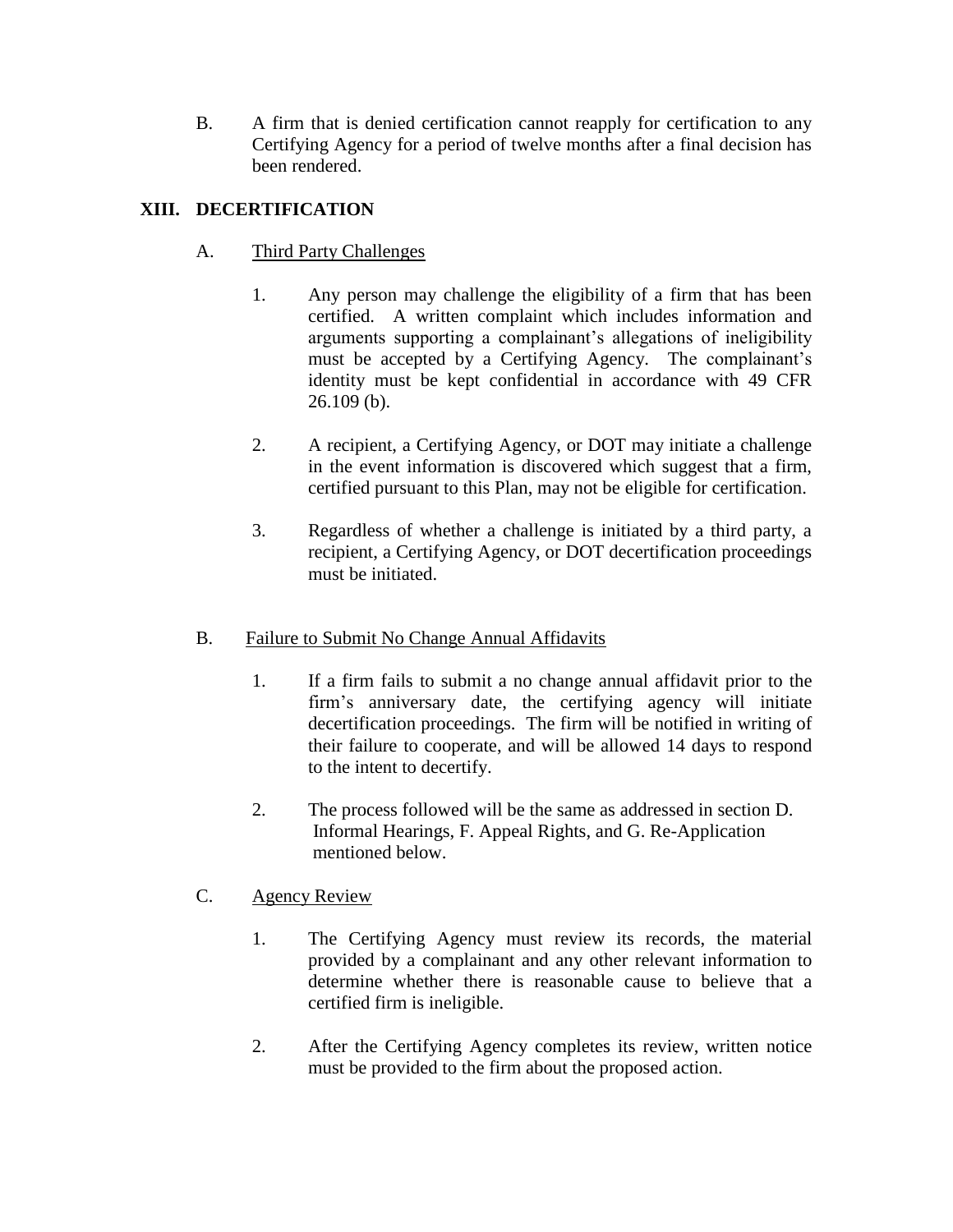B. A firm that is denied certification cannot reapply for certification to any Certifying Agency for a period of twelve months after a final decision has been rendered.

## XIII. DECERTIFICATION

A. Third Party Challenges

1. Any person may challenge the eligibility of a firm that has been certified. A written complaint which includes information and arguments supporting a complainant's allegations of ineligibility must be accepted by a Certifying Agency. The complainant's identity must be kept confidential in accordance with 49 CFR 26.109 (b).

2. A recipient, a Certifying Agency, or DOT may initiate a challenge in the event information is discovered which suggest that a firm, certified pursuant to this Plan, may not be eligible for certification.

3. Regardless of whether a challenge is initiated by a third party, a recipient, a Certifying Agency, or DOT decertification proceedings must be initiated.

B. Failure to Submit No Change Annual Affidavits

1. If a firm fails to submit a no change annual affidavit prior to the firm's anniversary date, the certifying agency will initiate decertification proceedings. The firm will be notified in writing of their failure to cooperate, and will be allowed 14 days to respond to the intent to decertify.

2. The process followed will be the same as addressed in section D. Informal Hearings, F. Appeal Rights, and G. Re-Application mentioned below.

C. Agency Review

1. The Certifying Agency must review its records, the material provided by a complainant and any other relevant information to determine whether there is reasonable cause to believe that a certified firm is ineligible.

2. After the Certifying Agency completes its review, written notice must be provided to the firm about the proposed action.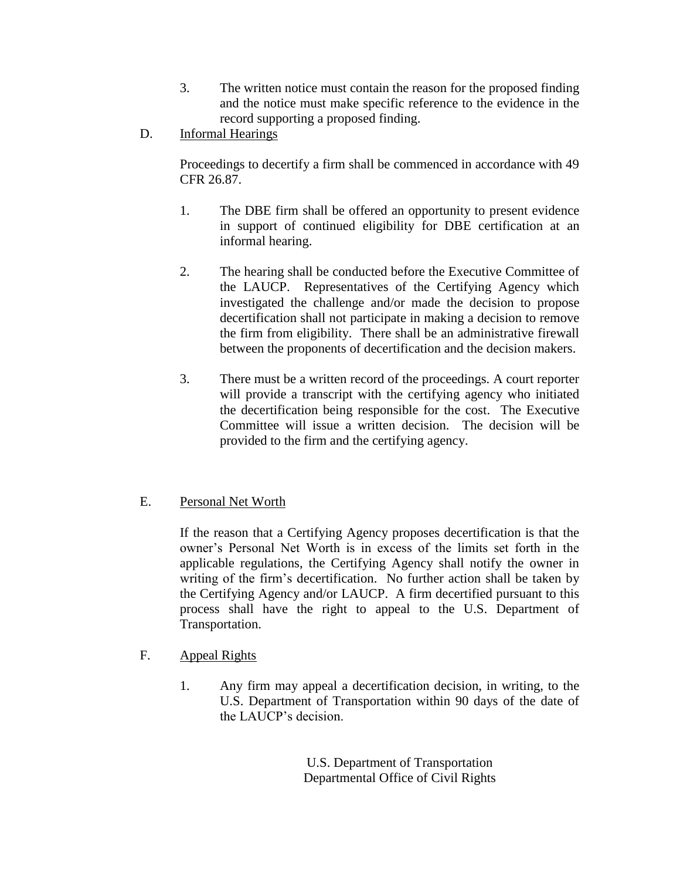3. The written notice must contain the reason for the proposed finding and the notice must make specific reference to the evidence in the record supporting a proposed finding.

D. <u>Informal Hearings</u>

Proceedings to decertify a firm shall be commenced in accordance with 49 CFR 26.87.

1. The DBE firm shall be offered an opportunity to present evidence in support of continued eligibility for DBE certification at an informal hearing.

2. The hearing shall be conducted before the Executive Committee of the LAUCP. Representatives of the Certifying Agency which investigated the challenge and/or made the decision to propose decertification shall not participate in making a decision to remove the firm from eligibility. There shall be an administrative firewall between the proponents of decertification and the decision makers.

3. There must be a written record of the proceedings. A court reporter will provide a transcript with the certifying agency who initiated the decertification being responsible for the cost. The Executive Committee will issue a written decision. The decision will be provided to the firm and the certifying agency.

E. <u>Personal Net Worth</u>

If the reason that a Certifying Agency proposes decertification is that the owner's Personal Net Worth is in excess of the limits set forth in the applicable regulations, the Certifying Agency shall notify the owner in writing of the firm's decertification. No further action shall be taken by the Certifying Agency and/or LAUCP. A firm decertified pursuant to this process shall have the right to appeal to the U.S. Department of Transportation.

F. <u>Appeal Rights</u>

1. Any firm may appeal a decertification decision, in writing, to the U.S. Department of Transportation within 90 days of the date of the LAUCP's decision.

U.S. Department of Transportation
Departmental Office of Civil Rights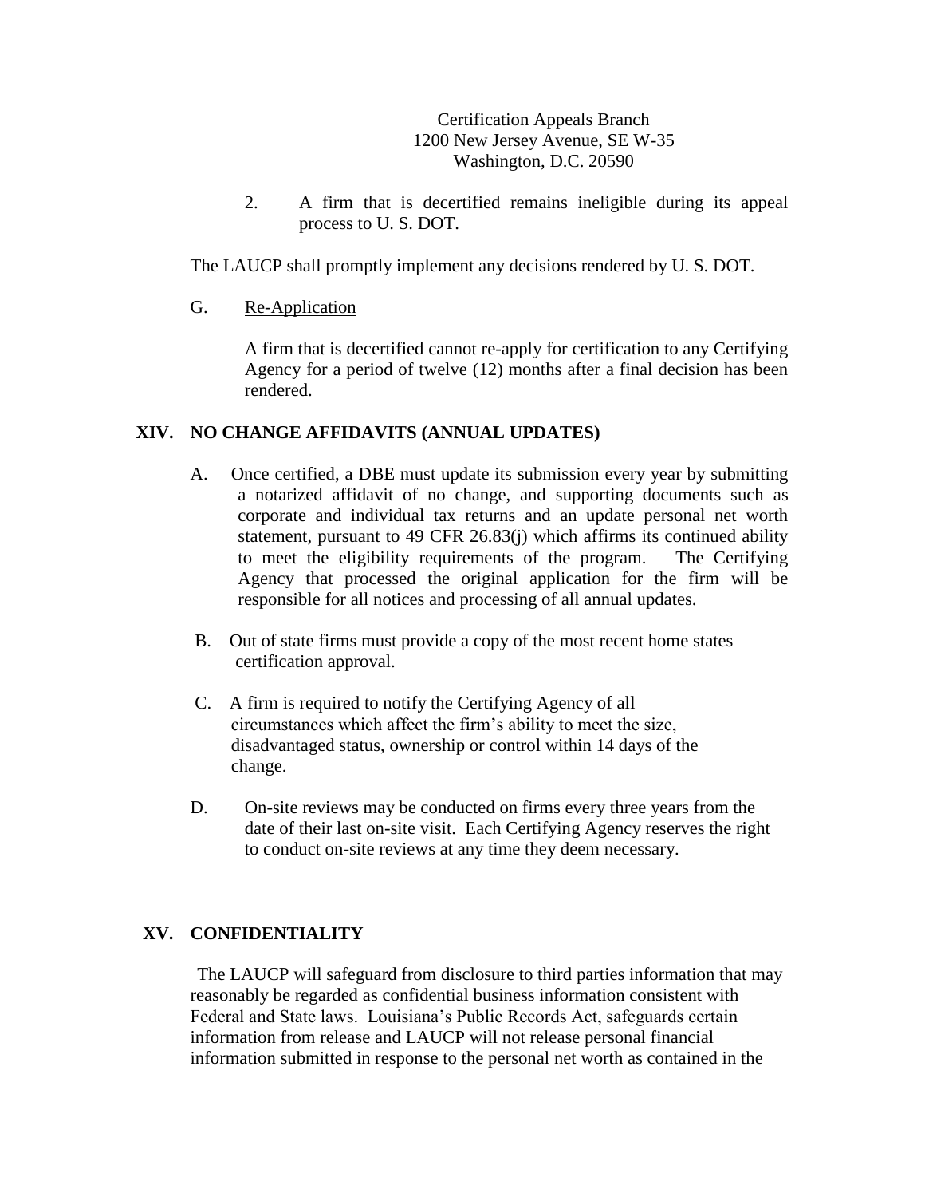Certification Appeals Branch
1200 New Jersey Avenue, SE W-35
Washington, D.C. 20590

2. A firm that is decertified remains ineligible during its appeal process to U. S. DOT.

The LAUCP shall promptly implement any decisions rendered by U. S. DOT.

G. Re-Application

A firm that is decertified cannot re-apply for certification to any Certifying Agency for a period of twelve (12) months after a final decision has been rendered.

## XIV. NO CHANGE AFFIDAVITS (ANNUAL UPDATES)

A. Once certified, a DBE must update its submission every year by submitting a notarized affidavit of no change, and supporting documents such as corporate and individual tax returns and an update personal net worth statement, pursuant to 49 CFR 26.83(j) which affirms its continued ability to meet the eligibility requirements of the program. The Certifying Agency that processed the original application for the firm will be responsible for all notices and processing of all annual updates.

B. Out of state firms must provide a copy of the most recent home states certification approval.

C. A firm is required to notify the Certifying Agency of all circumstances which affect the firm's ability to meet the size, disadvantaged status, ownership or control within 14 days of the change.

D. On-site reviews may be conducted on firms every three years from the date of their last on-site visit. Each Certifying Agency reserves the right to conduct on-site reviews at any time they deem necessary.

## XV. CONFIDENTIALITY

The LAUCP will safeguard from disclosure to third parties information that may reasonably be regarded as confidential business information consistent with Federal and State laws. Louisiana's Public Records Act, safeguards certain information from release and LAUCP will not release personal financial information submitted in response to the personal net worth as contained in the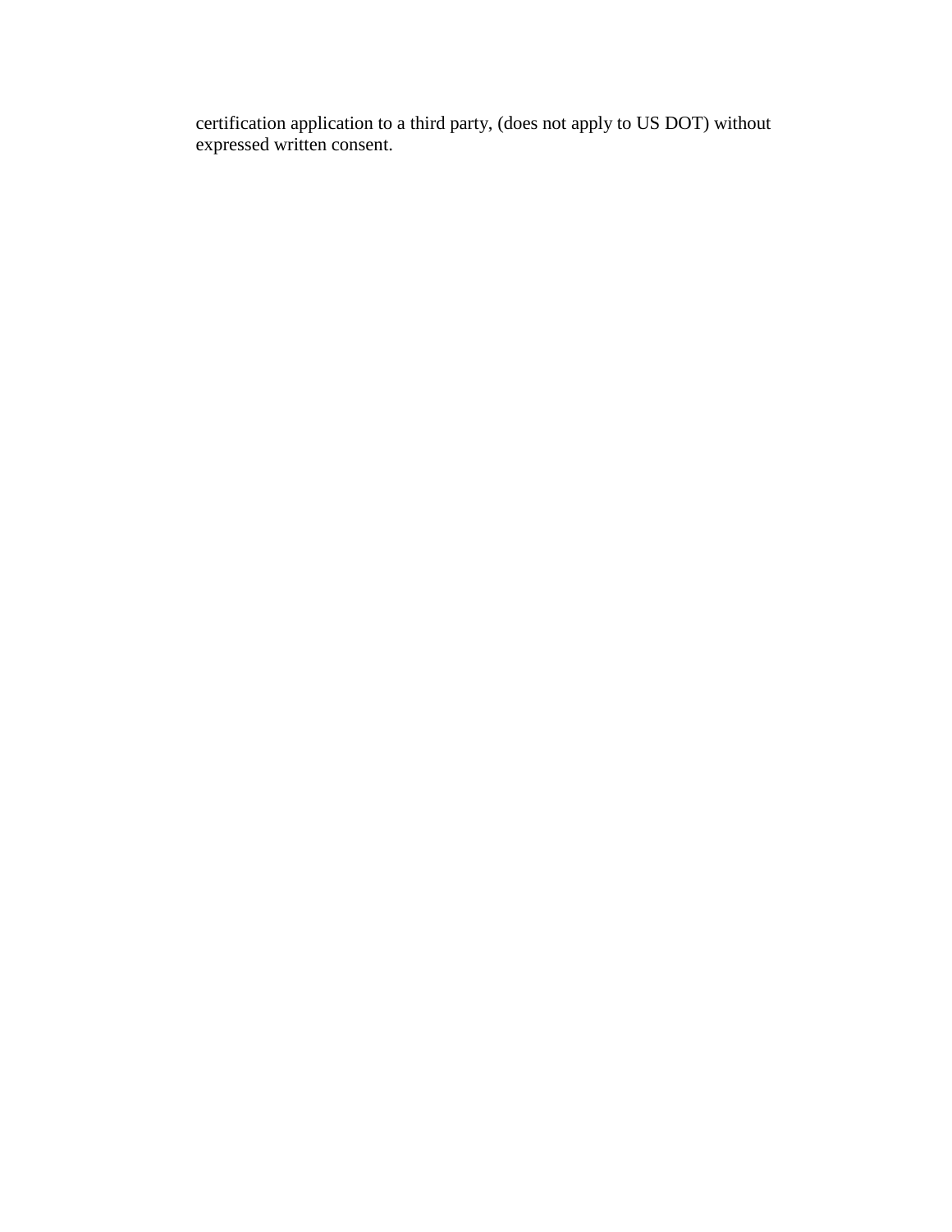certification application to a third party, (does not apply to US DOT) without expressed written consent.